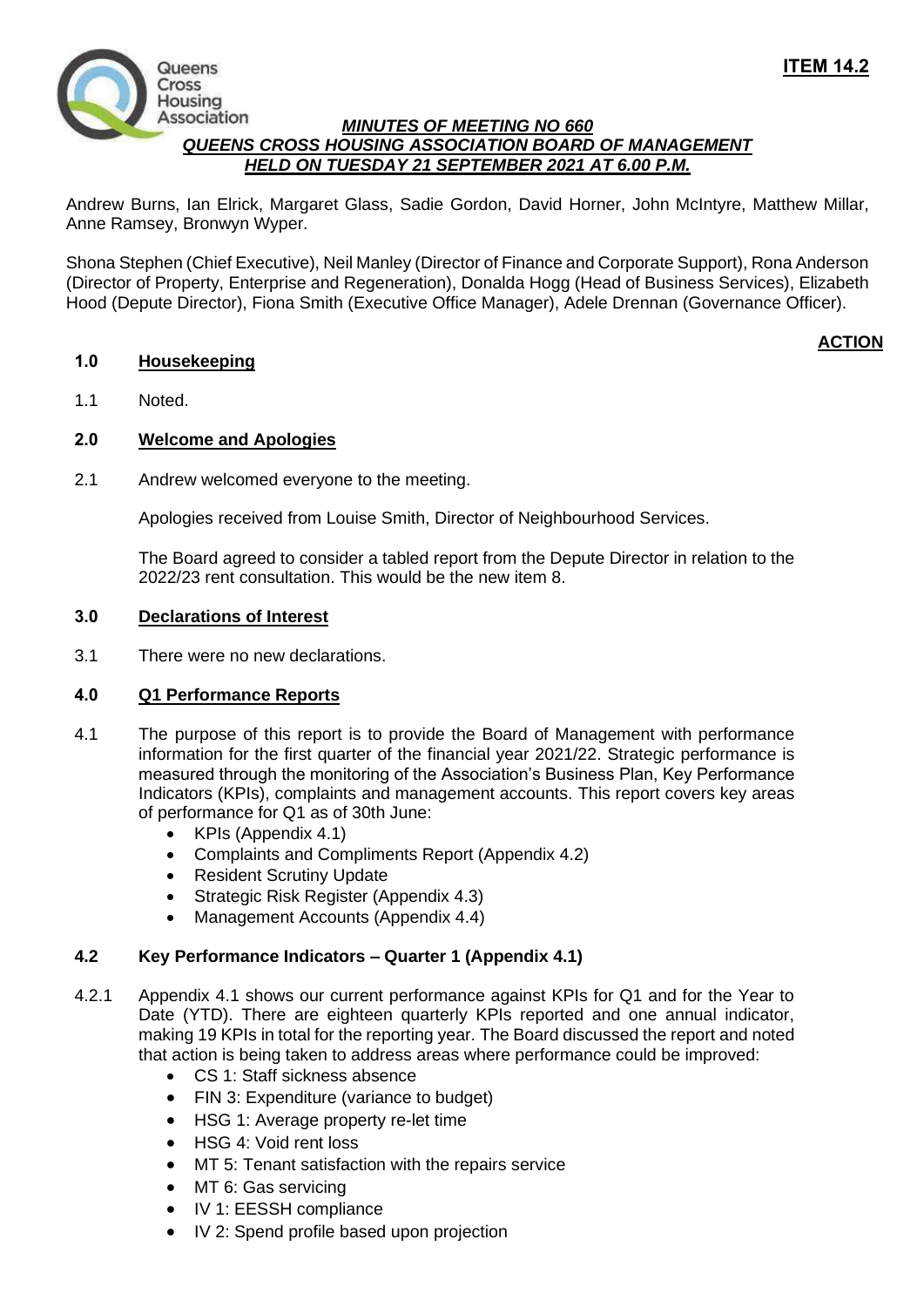**ITEM 14.2**

***MINUTES OF MEETING NO 660***
***QUEENS CROSS HOUSING ASSOCIATION BOARD OF MANAGEMENT***
***HELD ON TUESDAY 21 SEPTEMBER 2021 AT 6.00 P.M.***

Andrew Burns, Ian Elrick, Margaret Glass, Sadie Gordon, David Horner, John McIntyre, Matthew Millar, Anne Ramsey, Bronwyn Wyper.

Shona Stephen (Chief Executive), Neil Manley (Director of Finance and Corporate Support), Rona Anderson (Director of Property, Enterprise and Regeneration), Donalda Hogg (Head of Business Services), Elizabeth Hood (Depute Director), Fiona Smith (Executive Office Manager), Adele Drennan (Governance Officer).

**ACTION**

## 1.0 Housekeeping

1.1 Noted.

## 2.0 Welcome and Apologies

2.1 Andrew welcomed everyone to the meeting.

Apologies received from Louise Smith, Director of Neighbourhood Services.

The Board agreed to consider a tabled report from the Depute Director in relation to the 2022/23 rent consultation. This would be the new item 8.

## 3.0 Declarations of Interest

3.1 There were no new declarations.

## 4.0 Q1 Performance Reports

4.1 The purpose of this report is to provide the Board of Management with performance information for the first quarter of the financial year 2021/22. Strategic performance is measured through the monitoring of the Association's Business Plan, Key Performance Indicators (KPIs), complaints and management accounts. This report covers key areas of performance for Q1 as of 30th June:

- KPIs (Appendix 4.1)
- Complaints and Compliments Report (Appendix 4.2)
- Resident Scrutiny Update
- Strategic Risk Register (Appendix 4.3)
- Management Accounts (Appendix 4.4)

### 4.2 Key Performance Indicators – Quarter 1 (Appendix 4.1)

4.2.1 Appendix 4.1 shows our current performance against KPIs for Q1 and for the Year to Date (YTD). There are eighteen quarterly KPIs reported and one annual indicator, making 19 KPIs in total for the reporting year. The Board discussed the report and noted that action is being taken to address areas where performance could be improved:

- CS 1: Staff sickness absence
- FIN 3: Expenditure (variance to budget)
- HSG 1: Average property re-let time
- HSG 4: Void rent loss
- MT 5: Tenant satisfaction with the repairs service
- MT 6: Gas servicing
- IV 1: EESSH compliance
- IV 2: Spend profile based upon projection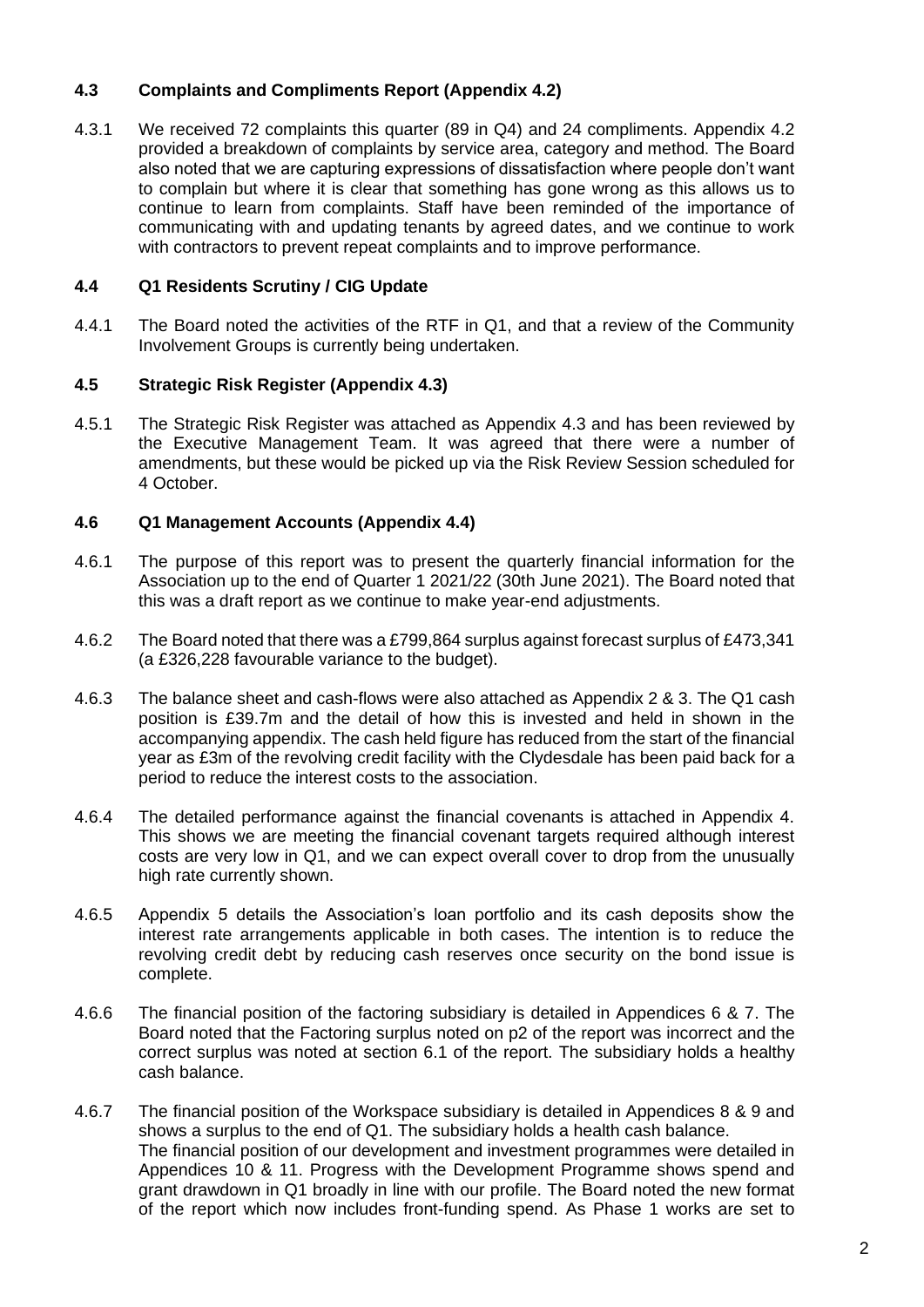### 4.3 Complaints and Compliments Report (Appendix 4.2)

4.3.1 We received 72 complaints this quarter (89 in Q4) and 24 compliments. Appendix 4.2 provided a breakdown of complaints by service area, category and method. The Board also noted that we are capturing expressions of dissatisfaction where people don't want to complain but where it is clear that something has gone wrong as this allows us to continue to learn from complaints. Staff have been reminded of the importance of communicating with and updating tenants by agreed dates, and we continue to work with contractors to prevent repeat complaints and to improve performance.

### 4.4 Q1 Residents Scrutiny / CIG Update

4.4.1 The Board noted the activities of the RTF in Q1, and that a review of the Community Involvement Groups is currently being undertaken.

### 4.5 Strategic Risk Register (Appendix 4.3)

4.5.1 The Strategic Risk Register was attached as Appendix 4.3 and has been reviewed by the Executive Management Team. It was agreed that there were a number of amendments, but these would be picked up via the Risk Review Session scheduled for 4 October.

### 4.6 Q1 Management Accounts (Appendix 4.4)

4.6.1 The purpose of this report was to present the quarterly financial information for the Association up to the end of Quarter 1 2021/22 (30th June 2021). The Board noted that this was a draft report as we continue to make year-end adjustments.

4.6.2 The Board noted that there was a £799,864 surplus against forecast surplus of £473,341 (a £326,228 favourable variance to the budget).

4.6.3 The balance sheet and cash-flows were also attached as Appendix 2 & 3. The Q1 cash position is £39.7m and the detail of how this is invested and held in shown in the accompanying appendix. The cash held figure has reduced from the start of the financial year as £3m of the revolving credit facility with the Clydesdale has been paid back for a period to reduce the interest costs to the association.

4.6.4 The detailed performance against the financial covenants is attached in Appendix 4. This shows we are meeting the financial covenant targets required although interest costs are very low in Q1, and we can expect overall cover to drop from the unusually high rate currently shown.

4.6.5 Appendix 5 details the Association's loan portfolio and its cash deposits show the interest rate arrangements applicable in both cases. The intention is to reduce the revolving credit debt by reducing cash reserves once security on the bond issue is complete.

4.6.6 The financial position of the factoring subsidiary is detailed in Appendices 6 & 7. The Board noted that the Factoring surplus noted on p2 of the report was incorrect and the correct surplus was noted at section 6.1 of the report. The subsidiary holds a healthy cash balance.

4.6.7 The financial position of the Workspace subsidiary is detailed in Appendices 8 & 9 and shows a surplus to the end of Q1. The subsidiary holds a health cash balance. The financial position of our development and investment programmes were detailed in Appendices 10 & 11. Progress with the Development Programme shows spend and grant drawdown in Q1 broadly in line with our profile. The Board noted the new format of the report which now includes front-funding spend. As Phase 1 works are set to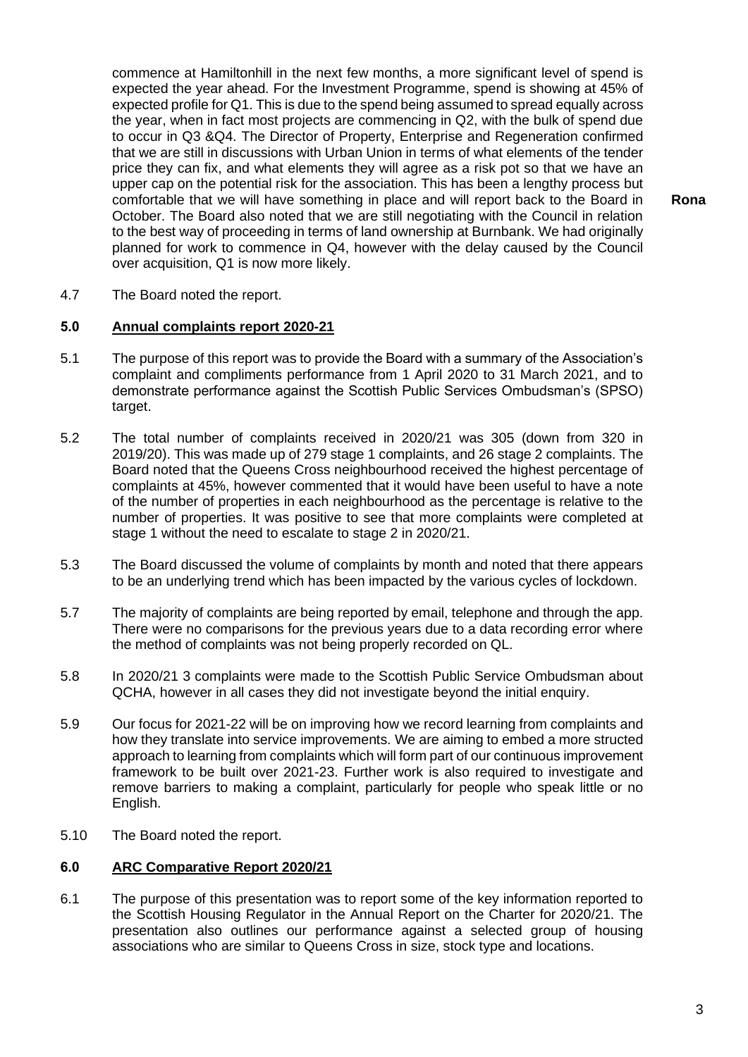commence at Hamiltonhill in the next few months, a more significant level of spend is expected the year ahead. For the Investment Programme, spend is showing at 45% of expected profile for Q1. This is due to the spend being assumed to spread equally across the year, when in fact most projects are commencing in Q2, with the bulk of spend due to occur in Q3 &Q4. The Director of Property, Enterprise and Regeneration confirmed that we are still in discussions with Urban Union in terms of what elements of the tender price they can fix, and what elements they will agree as a risk pot so that we have an upper cap on the potential risk for the association. This has been a lengthy process but comfortable that we will have something in place and will report back to the Board in October. The Board also noted that we are still negotiating with the Council in relation to the best way of proceeding in terms of land ownership at Burnbank. We had originally planned for work to commence in Q4, however with the delay caused by the Council over acquisition, Q1 is now more likely. **Rona**

4.7 The Board noted the report.

## 5.0 Annual complaints report 2020-21

5.1 The purpose of this report was to provide the Board with a summary of the Association's complaint and compliments performance from 1 April 2020 to 31 March 2021, and to demonstrate performance against the Scottish Public Services Ombudsman's (SPSO) target.

5.2 The total number of complaints received in 2020/21 was 305 (down from 320 in 2019/20). This was made up of 279 stage 1 complaints, and 26 stage 2 complaints. The Board noted that the Queens Cross neighbourhood received the highest percentage of complaints at 45%, however commented that it would have been useful to have a note of the number of properties in each neighbourhood as the percentage is relative to the number of properties. It was positive to see that more complaints were completed at stage 1 without the need to escalate to stage 2 in 2020/21.

5.3 The Board discussed the volume of complaints by month and noted that there appears to be an underlying trend which has been impacted by the various cycles of lockdown.

5.7 The majority of complaints are being reported by email, telephone and through the app. There were no comparisons for the previous years due to a data recording error where the method of complaints was not being properly recorded on QL.

5.8 In 2020/21 3 complaints were made to the Scottish Public Service Ombudsman about QCHA, however in all cases they did not investigate beyond the initial enquiry.

5.9 Our focus for 2021-22 will be on improving how we record learning from complaints and how they translate into service improvements. We are aiming to embed a more structed approach to learning from complaints which will form part of our continuous improvement framework to be built over 2021-23. Further work is also required to investigate and remove barriers to making a complaint, particularly for people who speak little or no English.

5.10 The Board noted the report.

## 6.0 ARC Comparative Report 2020/21

6.1 The purpose of this presentation was to report some of the key information reported to the Scottish Housing Regulator in the Annual Report on the Charter for 2020/21. The presentation also outlines our performance against a selected group of housing associations who are similar to Queens Cross in size, stock type and locations.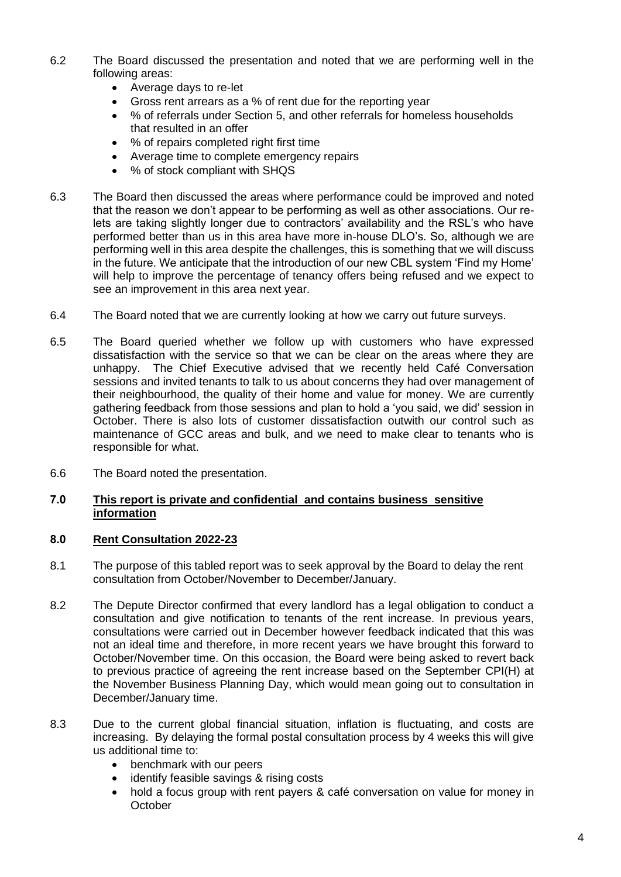6.2 The Board discussed the presentation and noted that we are performing well in the following areas:

- Average days to re-let
- Gross rent arrears as a % of rent due for the reporting year
- % of referrals under Section 5, and other referrals for homeless households that resulted in an offer
- % of repairs completed right first time
- Average time to complete emergency repairs
- % of stock compliant with SHQS

6.3 The Board then discussed the areas where performance could be improved and noted that the reason we don't appear to be performing as well as other associations. Our re-lets are taking slightly longer due to contractors' availability and the RSL's who have performed better than us in this area have more in-house DLO's. So, although we are performing well in this area despite the challenges, this is something that we will discuss in the future. We anticipate that the introduction of our new CBL system 'Find my Home' will help to improve the percentage of tenancy offers being refused and we expect to see an improvement in this area next year.

6.4 The Board noted that we are currently looking at how we carry out future surveys.

6.5 The Board queried whether we follow up with customers who have expressed dissatisfaction with the service so that we can be clear on the areas where they are unhappy. The Chief Executive advised that we recently held Café Conversation sessions and invited tenants to talk to us about concerns they had over management of their neighbourhood, the quality of their home and value for money. We are currently gathering feedback from those sessions and plan to hold a 'you said, we did' session in October. There is also lots of customer dissatisfaction outwith our control such as maintenance of GCC areas and bulk, and we need to make clear to tenants who is responsible for what.

6.6 The Board noted the presentation.

## 7.0 This report is private and confidential and contains business sensitive information

## 8.0 Rent Consultation 2022-23

8.1 The purpose of this tabled report was to seek approval by the Board to delay the rent consultation from October/November to December/January.

8.2 The Depute Director confirmed that every landlord has a legal obligation to conduct a consultation and give notification to tenants of the rent increase. In previous years, consultations were carried out in December however feedback indicated that this was not an ideal time and therefore, in more recent years we have brought this forward to October/November time. On this occasion, the Board were being asked to revert back to previous practice of agreeing the rent increase based on the September CPI(H) at the November Business Planning Day, which would mean going out to consultation in December/January time.

8.3 Due to the current global financial situation, inflation is fluctuating, and costs are increasing. By delaying the formal postal consultation process by 4 weeks this will give us additional time to:

- benchmark with our peers
- identify feasible savings & rising costs
- hold a focus group with rent payers & café conversation on value for money in October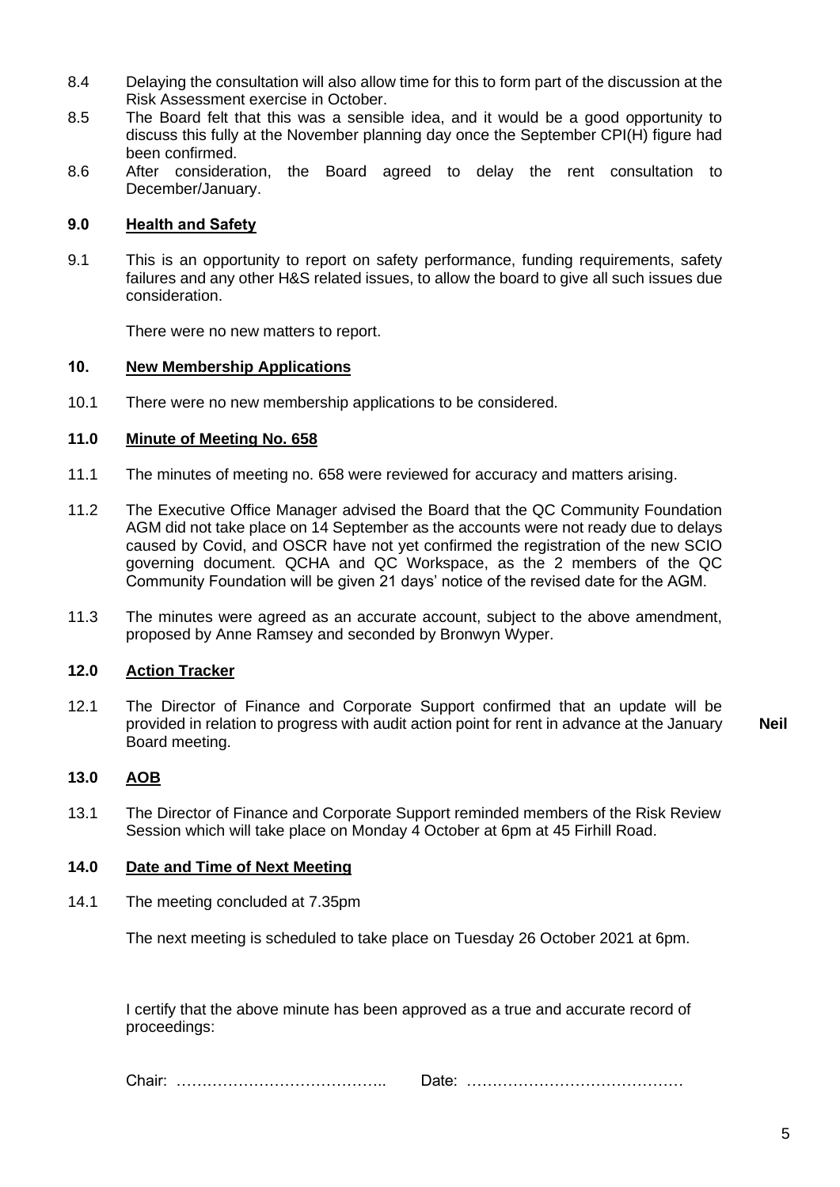8.4 Delaying the consultation will also allow time for this to form part of the discussion at the Risk Assessment exercise in October.

8.5 The Board felt that this was a sensible idea, and it would be a good opportunity to discuss this fully at the November planning day once the September CPI(H) figure had been confirmed.

8.6 After consideration, the Board agreed to delay the rent consultation to December/January.

## 9.0 Health and Safety

9.1 This is an opportunity to report on safety performance, funding requirements, safety failures and any other H&S related issues, to allow the board to give all such issues due consideration.

There were no new matters to report.

## 10. New Membership Applications

10.1 There were no new membership applications to be considered.

## 11.0 Minute of Meeting No. 658

11.1 The minutes of meeting no. 658 were reviewed for accuracy and matters arising.

11.2 The Executive Office Manager advised the Board that the QC Community Foundation AGM did not take place on 14 September as the accounts were not ready due to delays caused by Covid, and OSCR have not yet confirmed the registration of the new SCIO governing document. QCHA and QC Workspace, as the 2 members of the QC Community Foundation will be given 21 days' notice of the revised date for the AGM.

11.3 The minutes were agreed as an accurate account, subject to the above amendment, proposed by Anne Ramsey and seconded by Bronwyn Wyper.

## 12.0 Action Tracker

12.1 The Director of Finance and Corporate Support confirmed that an update will be provided in relation to progress with audit action point for rent in advance at the January Board meeting. **Neil**

## 13.0 AOB

13.1 The Director of Finance and Corporate Support reminded members of the Risk Review Session which will take place on Monday 4 October at 6pm at 45 Firhill Road.

## 14.0 Date and Time of Next Meeting

14.1 The meeting concluded at 7.35pm

The next meeting is scheduled to take place on Tuesday 26 October 2021 at 6pm.

I certify that the above minute has been approved as a true and accurate record of proceedings:

Chair: ………………………………….. Date: ……………………………………